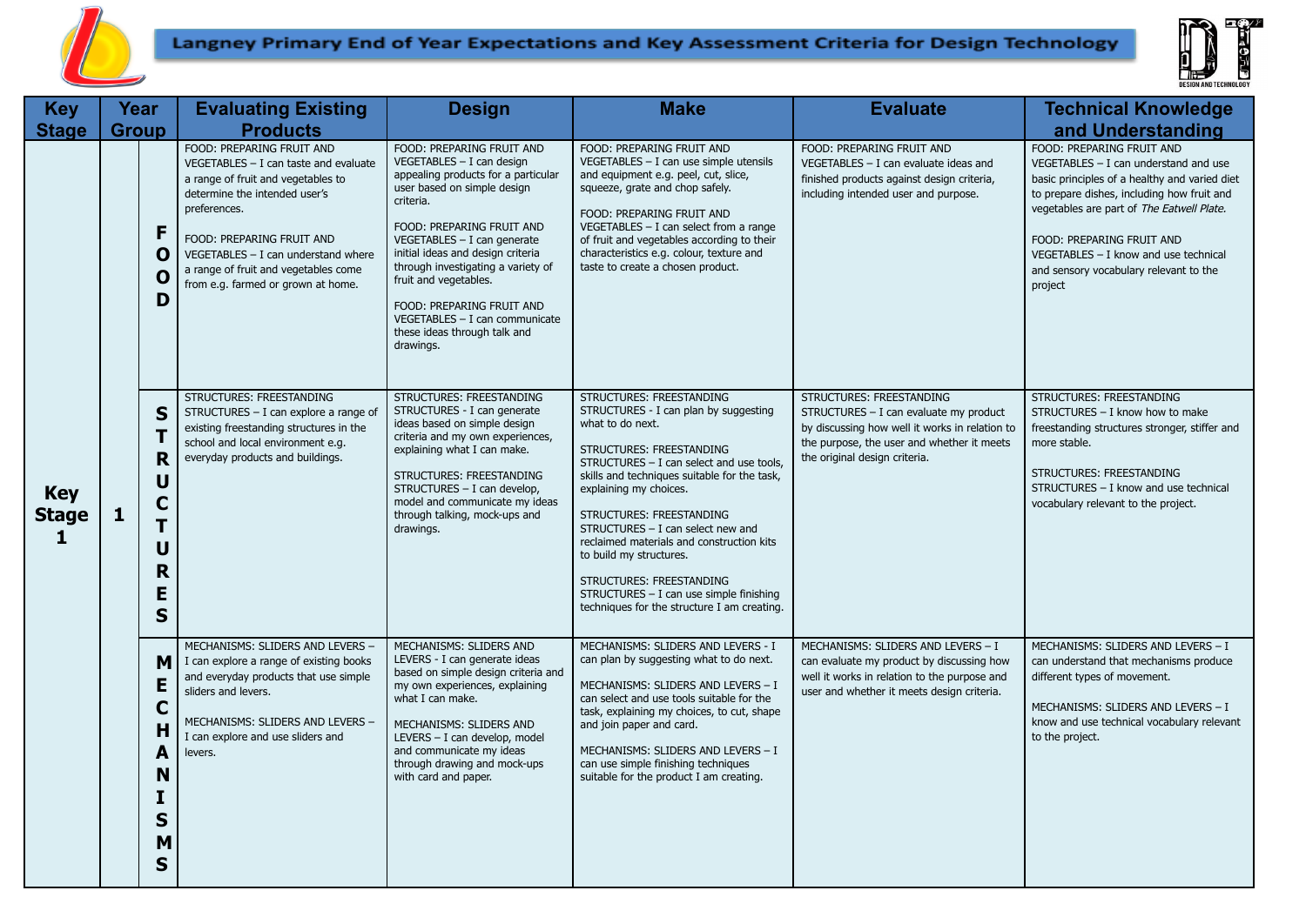# Langney Primary End of Year Expectations and Key Assessment Criteria for Design Technology

| Key Stage | Year Group | | Evaluating Existing Products | Design | Make | Evaluate | Technical Knowledge and Understanding |
|---|---|---|---|---|---|---|---|
| Key Stage 1 | 1 | FOOD | FOOD: PREPARING FRUIT AND VEGETABLES – I can taste and evaluate a range of fruit and vegetables to determine the intended user's preferences.<br><br>FOOD: PREPARING FRUIT AND VEGETABLES – I can understand where a range of fruit and vegetables come from e.g. farmed or grown at home. | FOOD: PREPARING FRUIT AND VEGETABLES – I can design appealing products for a particular user based on simple design criteria.<br><br>FOOD: PREPARING FRUIT AND VEGETABLES – I can generate initial ideas and design criteria through investigating a variety of fruit and vegetables.<br><br>FOOD: PREPARING FRUIT AND VEGETABLES – I can communicate these ideas through talk and drawings. | FOOD: PREPARING FRUIT AND VEGETABLES – I can use simple utensils and equipment e.g. peel, cut, slice, squeeze, grate and chop safely.<br><br>FOOD: PREPARING FRUIT AND VEGETABLES – I can select from a range of fruit and vegetables according to their characteristics e.g. colour, texture and taste to create a chosen product. | FOOD: PREPARING FRUIT AND VEGETABLES – I can evaluate ideas and finished products against design criteria, including intended user and purpose. | FOOD: PREPARING FRUIT AND VEGETABLES – I can understand and use basic principles of a healthy and varied diet to prepare dishes, including how fruit and vegetables are part of *The Eatwell Plate.*<br><br>FOOD: PREPARING FRUIT AND VEGETABLES – I know and use technical and sensory vocabulary relevant to the project |
| | | STRUCTURES | STRUCTURES: FREESTANDING STRUCTURES – I can explore a range of existing freestanding structures in the school and local environment e.g. everyday products and buildings. | STRUCTURES: FREESTANDING STRUCTURES - I can generate ideas based on simple design criteria and my own experiences, explaining what I can make.<br><br>STRUCTURES: FREESTANDING STRUCTURES – I can develop, model and communicate my ideas through talking, mock-ups and drawings. | STRUCTURES: FREESTANDING STRUCTURES - I can plan by suggesting what to do next.<br><br>STRUCTURES: FREESTANDING STRUCTURES – I can select and use tools, skills and techniques suitable for the task, explaining my choices.<br><br>STRUCTURES: FREESTANDING STRUCTURES – I can select new and reclaimed materials and construction kits to build my structures.<br><br>STRUCTURES: FREESTANDING STRUCTURES – I can use simple finishing techniques for the structure I am creating. | STRUCTURES: FREESTANDING STRUCTURES – I can evaluate my product by discussing how well it works in relation to the purpose, the user and whether it meets the original design criteria. | STRUCTURES: FREESTANDING STRUCTURES – I know how to make freestanding structures stronger, stiffer and more stable.<br><br>STRUCTURES: FREESTANDING STRUCTURES – I know and use technical vocabulary relevant to the project. |
| | | MECHANISMS | MECHANISMS: SLIDERS AND LEVERS – I can explore a range of existing books and everyday products that use simple sliders and levers.<br><br>MECHANISMS: SLIDERS AND LEVERS – I can explore and use sliders and levers. | MECHANISMS: SLIDERS AND LEVERS - I can generate ideas based on simple design criteria and my own experiences, explaining what I can make.<br><br>MECHANISMS: SLIDERS AND LEVERS – I can develop, model and communicate my ideas through drawing and mock-ups with card and paper. | MECHANISMS: SLIDERS AND LEVERS - I can plan by suggesting what to do next.<br><br>MECHANISMS: SLIDERS AND LEVERS – I can select and use tools suitable for the task, explaining my choices, to cut, shape and join paper and card.<br><br>MECHANISMS: SLIDERS AND LEVERS – I can use simple finishing techniques suitable for the product I am creating. | MECHANISMS: SLIDERS AND LEVERS – I can evaluate my product by discussing how well it works in relation to the purpose and user and whether it meets design criteria. | MECHANISMS: SLIDERS AND LEVERS – I can understand that mechanisms produce different types of movement.<br><br>MECHANISMS: SLIDERS AND LEVERS – I know and use technical vocabulary relevant to the project. |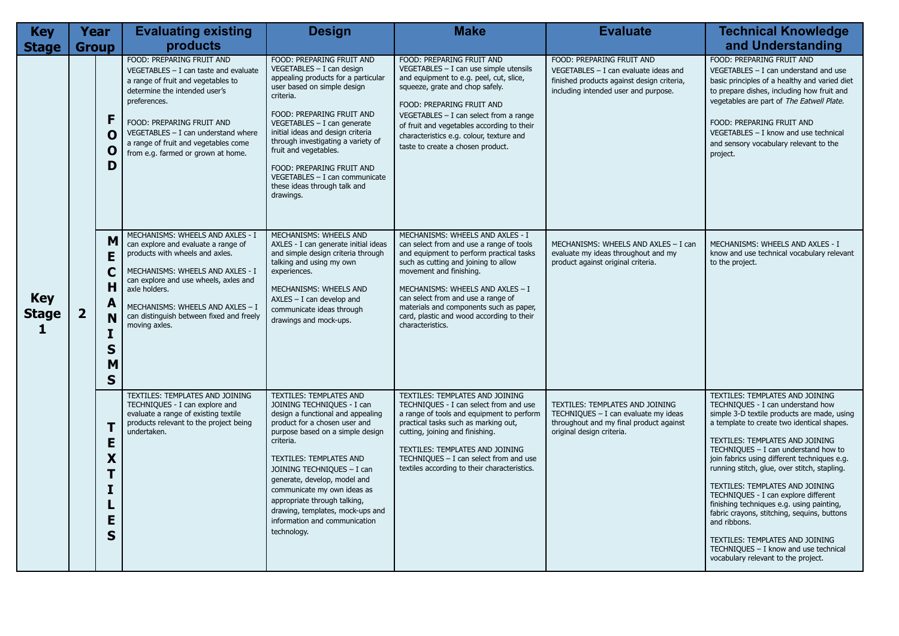| Key Stage | Year Group | | Evaluating existing products | Design | Make | Evaluate | Technical Knowledge and Understanding |
|---|---|---|---|---|---|---|---|
| Key Stage 1 | 2 | FOOD | FOOD: PREPARING FRUIT AND VEGETABLES – I can taste and evaluate a range of fruit and vegetables to determine the intended user's preferences.<br><br>FOOD: PREPARING FRUIT AND VEGETABLES – I can understand where a range of fruit and vegetables come from e.g. farmed or grown at home. | FOOD: PREPARING FRUIT AND VEGETABLES – I can design appealing products for a particular user based on simple design criteria.<br><br>FOOD: PREPARING FRUIT AND VEGETABLES – I can generate initial ideas and design criteria through investigating a variety of fruit and vegetables.<br><br>FOOD: PREPARING FRUIT AND VEGETABLES – I can communicate these ideas through talk and drawings. | FOOD: PREPARING FRUIT AND VEGETABLES – I can use simple utensils and equipment to e.g. peel, cut, slice, squeeze, grate and chop safely.<br><br>FOOD: PREPARING FRUIT AND VEGETABLES – I can select from a range of fruit and vegetables according to their characteristics e.g. colour, texture and taste to create a chosen product. | FOOD: PREPARING FRUIT AND VEGETABLES – I can evaluate ideas and finished products against design criteria, including intended user and purpose. | FOOD: PREPARING FRUIT AND VEGETABLES – I can understand and use basic principles of a healthy and varied diet to prepare dishes, including how fruit and vegetables are part of *The Eatwell Plate.*<br><br>FOOD: PREPARING FRUIT AND VEGETABLES – I know and use technical and sensory vocabulary relevant to the project. |
| | | MECHANISMS | MECHANISMS: WHEELS AND AXLES - I can explore and evaluate a range of products with wheels and axles.<br><br>MECHANISMS: WHEELS AND AXLES - I can explore and use wheels, axles and axle holders.<br><br>MECHANISMS: WHEELS AND AXLES – I can distinguish between fixed and freely moving axles. | MECHANISMS: WHEELS AND AXLES - I can generate initial ideas and simple design criteria through talking and using my own experiences.<br><br>MECHANISMS: WHEELS AND AXLES – I can develop and communicate ideas through drawings and mock-ups. | MECHANISMS: WHEELS AND AXLES - I can select from and use a range of tools and equipment to perform practical tasks such as cutting and joining to allow movement and finishing.<br><br>MECHANISMS: WHEELS AND AXLES – I can select from and use a range of materials and components such as paper, card, plastic and wood according to their characteristics. | MECHANISMS: WHEELS AND AXLES – I can evaluate my ideas throughout and my product against original criteria. | MECHANISMS: WHEELS AND AXLES - I know and use technical vocabulary relevant to the project. |
| | | TEXTILES | TEXTILES: TEMPLATES AND JOINING TECHNIQUES - I can explore and evaluate a range of existing textile products relevant to the project being undertaken. | TEXTILES: TEMPLATES AND JOINING TECHNIQUES - I can design a functional and appealing product for a chosen user and purpose based on a simple design criteria.<br><br>TEXTILES: TEMPLATES AND JOINING TECHNIQUES – I can generate, develop, model and communicate my own ideas as appropriate through talking, drawing, templates, mock-ups and information and communication technology. | TEXTILES: TEMPLATES AND JOINING TECHNIQUES - I can select from and use a range of tools and equipment to perform practical tasks such as marking out, cutting, joining and finishing.<br><br>TEXTILES: TEMPLATES AND JOINING TECHNIQUES – I can select from and use textiles according to their characteristics. | TEXTILES: TEMPLATES AND JOINING TECHNIQUES – I can evaluate my ideas throughout and my final product against original design criteria. | TEXTILES: TEMPLATES AND JOINING TECHNIQUES - I can understand how simple 3-D textile products are made, using a template to create two identical shapes.<br><br>TEXTILES: TEMPLATES AND JOINING TECHNIQUES – I can understand how to join fabrics using different techniques e.g. running stitch, glue, over stitch, stapling.<br><br>TEXTILES: TEMPLATES AND JOINING TECHNIQUES - I can explore different finishing techniques e.g. using painting, fabric crayons, stitching, sequins, buttons and ribbons.<br><br>TEXTILES: TEMPLATES AND JOINING TECHNIQUES – I know and use technical vocabulary relevant to the project. |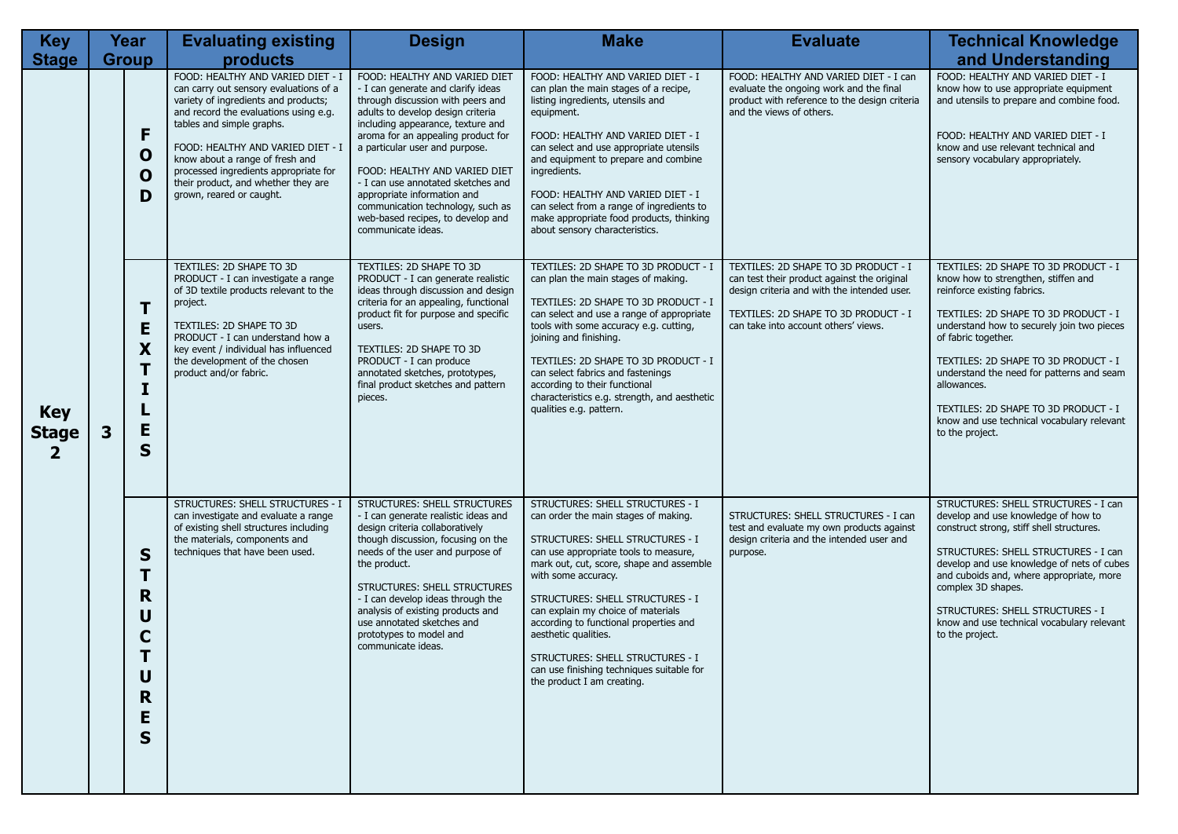| Key Stage | Year Group | | Evaluating existing products | Design | Make | Evaluate | Technical Knowledge and Understanding |
|---|---|---|---|---|---|---|---|
| Key Stage 2 | 3 | FOOD | FOOD: HEALTHY AND VARIED DIET - I can carry out sensory evaluations of a variety of ingredients and products; and record the evaluations using e.g. tables and simple graphs.<br><br>FOOD: HEALTHY AND VARIED DIET - I know about a range of fresh and processed ingredients appropriate for their product, and whether they are grown, reared or caught. | FOOD: HEALTHY AND VARIED DIET - I can generate and clarify ideas through discussion with peers and adults to develop design criteria including appearance, texture and aroma for an appealing product for a particular user and purpose.<br><br>FOOD: HEALTHY AND VARIED DIET - I can use annotated sketches and appropriate information and communication technology, such as web-based recipes, to develop and communicate ideas. | FOOD: HEALTHY AND VARIED DIET - I can plan the main stages of a recipe, listing ingredients, utensils and equipment.<br><br>FOOD: HEALTHY AND VARIED DIET - I can select and use appropriate utensils and equipment to prepare and combine ingredients.<br><br>FOOD: HEALTHY AND VARIED DIET - I can select from a range of ingredients to make appropriate food products, thinking about sensory characteristics. | FOOD: HEALTHY AND VARIED DIET - I can evaluate the ongoing work and the final product with reference to the design criteria and the views of others. | FOOD: HEALTHY AND VARIED DIET - I know how to use appropriate equipment and utensils to prepare and combine food.<br><br>FOOD: HEALTHY AND VARIED DIET - I know and use relevant technical and sensory vocabulary appropriately. |
| | | TEXTILES | TEXTILES: 2D SHAPE TO 3D PRODUCT - I can investigate a range of 3D textile products relevant to the project.<br><br>TEXTILES: 2D SHAPE TO 3D PRODUCT - I can understand how a key event / individual has influenced the development of the chosen product and/or fabric. | TEXTILES: 2D SHAPE TO 3D PRODUCT - I can generate realistic ideas through discussion and design criteria for an appealing, functional product fit for purpose and specific users.<br><br>TEXTILES: 2D SHAPE TO 3D PRODUCT - I can produce annotated sketches, prototypes, final product sketches and pattern pieces. | TEXTILES: 2D SHAPE TO 3D PRODUCT - I can plan the main stages of making.<br><br>TEXTILES: 2D SHAPE TO 3D PRODUCT - I can select and use a range of appropriate tools with some accuracy e.g. cutting, joining and finishing.<br><br>TEXTILES: 2D SHAPE TO 3D PRODUCT - I can select fabrics and fastenings according to their functional characteristics e.g. strength, and aesthetic qualities e.g. pattern. | TEXTILES: 2D SHAPE TO 3D PRODUCT - I can test their product against the original design criteria and with the intended user.<br><br>TEXTILES: 2D SHAPE TO 3D PRODUCT - I can take into account others' views. | TEXTILES: 2D SHAPE TO 3D PRODUCT - I know how to strengthen, stiffen and reinforce existing fabrics.<br><br>TEXTILES: 2D SHAPE TO 3D PRODUCT - I understand how to securely join two pieces of fabric together.<br><br>TEXTILES: 2D SHAPE TO 3D PRODUCT - I understand the need for patterns and seam allowances.<br><br>TEXTILES: 2D SHAPE TO 3D PRODUCT - I know and use technical vocabulary relevant to the project. |
| | | STRUCTURES | STRUCTURES: SHELL STRUCTURES - I can investigate and evaluate a range of existing shell structures including the materials, components and techniques that have been used. | STRUCTURES: SHELL STRUCTURES - I can generate realistic ideas and design criteria collaboratively though discussion, focusing on the needs of the user and purpose of the product.<br><br>STRUCTURES: SHELL STRUCTURES - I can develop ideas through the analysis of existing products and use annotated sketches and prototypes to model and communicate ideas. | STRUCTURES: SHELL STRUCTURES - I can order the main stages of making.<br><br>STRUCTURES: SHELL STRUCTURES - I can use appropriate tools to measure, mark out, cut, score, shape and assemble with some accuracy.<br><br>STRUCTURES: SHELL STRUCTURES - I can explain my choice of materials according to functional properties and aesthetic qualities.<br><br>STRUCTURES: SHELL STRUCTURES - I can use finishing techniques suitable for the product I am creating. | STRUCTURES: SHELL STRUCTURES - I can test and evaluate my own products against design criteria and the intended user and purpose. | STRUCTURES: SHELL STRUCTURES - I can develop and use knowledge of how to construct strong, stiff shell structures.<br><br>STRUCTURES: SHELL STRUCTURES - I can develop and use knowledge of nets of cubes and cuboids and, where appropriate, more complex 3D shapes.<br><br>STRUCTURES: SHELL STRUCTURES - I know and use technical vocabulary relevant to the project. |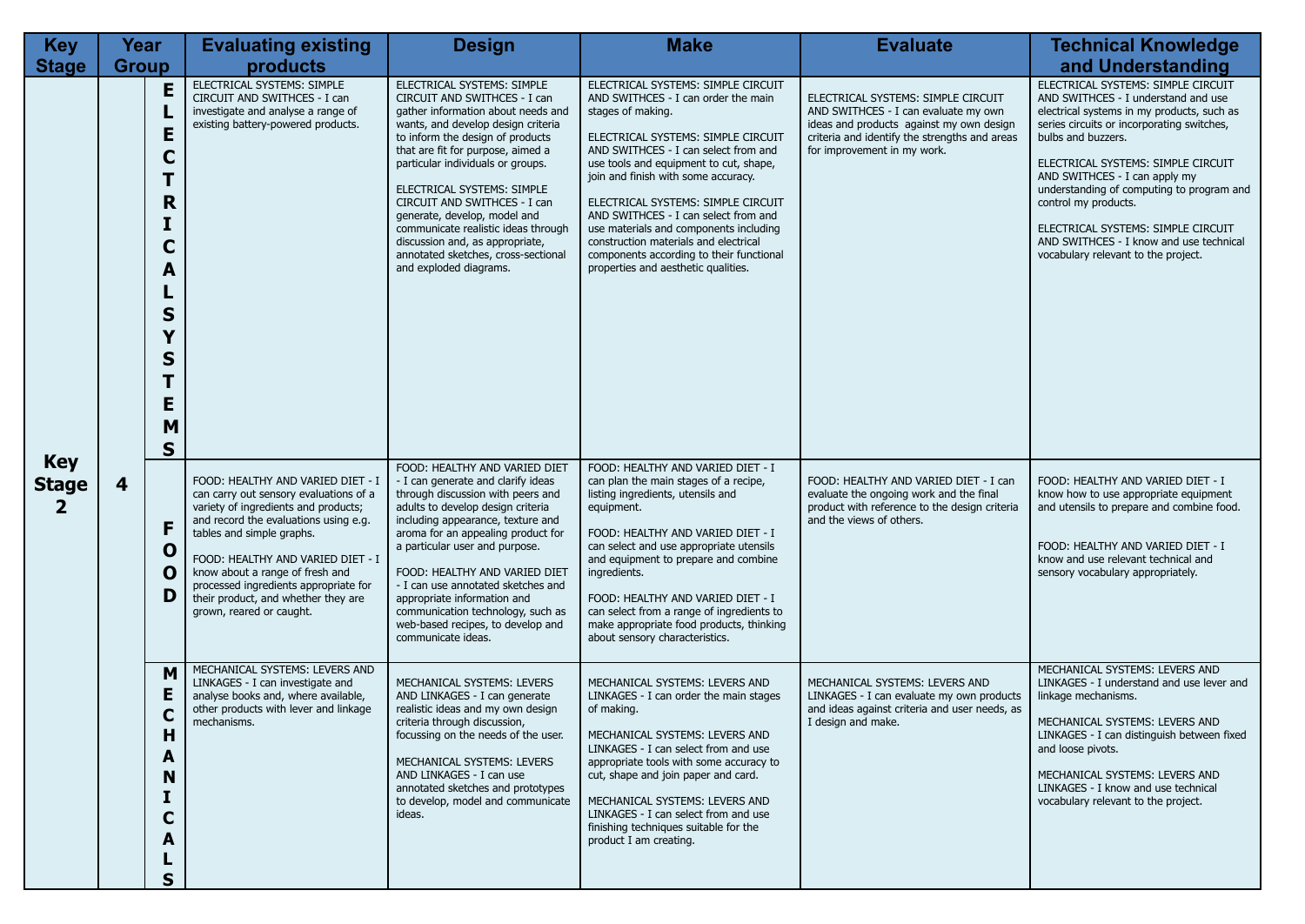| Key Stage | Year Group | | Evaluating existing products | Design | Make | Evaluate | Technical Knowledge and Understanding |
|---|---|---|---|---|---|---|---|
| Key Stage 2 | 4 | ELECTRICAL SYSTEMS | ELECTRICAL SYSTEMS: SIMPLE CIRCUIT AND SWITHCES - I can investigate and analyse a range of existing battery-powered products. | ELECTRICAL SYSTEMS: SIMPLE CIRCUIT AND SWITHCES - I can gather information about needs and wants, and develop design criteria to inform the design of products that are fit for purpose, aimed a particular individuals or groups.<br><br>ELECTRICAL SYSTEMS: SIMPLE CIRCUIT AND SWITHCES - I can generate, develop, model and communicate realistic ideas through discussion and, as appropriate, annotated sketches, cross-sectional and exploded diagrams. | ELECTRICAL SYSTEMS: SIMPLE CIRCUIT AND SWITHCES - I can order the main stages of making.<br><br>ELECTRICAL SYSTEMS: SIMPLE CIRCUIT AND SWITHCES - I can select from and use tools and equipment to cut, shape, join and finish with some accuracy.<br><br>ELECTRICAL SYSTEMS: SIMPLE CIRCUIT AND SWITHCES - I can select from and use materials and components including construction materials and electrical components according to their functional properties and aesthetic qualities. | ELECTRICAL SYSTEMS: SIMPLE CIRCUIT AND SWITHCES - I can evaluate my own ideas and products against my own design criteria and identify the strengths and areas for improvement in my work. | ELECTRICAL SYSTEMS: SIMPLE CIRCUIT AND SWITHCES - I understand and use electrical systems in my products, such as series circuits or incorporating switches, bulbs and buzzers.<br><br>ELECTRICAL SYSTEMS: SIMPLE CIRCUIT AND SWITHCES - I can apply my understanding of computing to program and control my products.<br><br>ELECTRICAL SYSTEMS: SIMPLE CIRCUIT AND SWITHCES - I know and use technical vocabulary relevant to the project. |
| | | FOOD | FOOD: HEALTHY AND VARIED DIET - I can carry out sensory evaluations of a variety of ingredients and products; and record the evaluations using e.g. tables and simple graphs.<br><br>FOOD: HEALTHY AND VARIED DIET - I know about a range of fresh and processed ingredients appropriate for their product, and whether they are grown, reared or caught. | FOOD: HEALTHY AND VARIED DIET - I can generate and clarify ideas through discussion with peers and adults to develop design criteria including appearance, texture and aroma for an appealing product for a particular user and purpose.<br><br>FOOD: HEALTHY AND VARIED DIET - I can use annotated sketches and appropriate information and communication technology, such as web-based recipes, to develop and communicate ideas. | FOOD: HEALTHY AND VARIED DIET - I can plan the main stages of a recipe, listing ingredients, utensils and equipment.<br><br>FOOD: HEALTHY AND VARIED DIET - I can select and use appropriate utensils and equipment to prepare and combine ingredients.<br><br>FOOD: HEALTHY AND VARIED DIET - I can select from a range of ingredients to make appropriate food products, thinking about sensory characteristics. | FOOD: HEALTHY AND VARIED DIET - I can evaluate the ongoing work and the final product with reference to the design criteria and the views of others. | FOOD: HEALTHY AND VARIED DIET - I know how to use appropriate equipment and utensils to prepare and combine food.<br><br>FOOD: HEALTHY AND VARIED DIET - I know and use relevant technical and sensory vocabulary appropriately. |
| | | MECHANICALS | MECHANICAL SYSTEMS: LEVERS AND LINKAGES - I can investigate and analyse books and, where available, other products with lever and linkage mechanisms. | MECHANICAL SYSTEMS: LEVERS AND LINKAGES - I can generate realistic ideas and my own design criteria through discussion, focussing on the needs of the user.<br><br>MECHANICAL SYSTEMS: LEVERS AND LINKAGES - I can use annotated sketches and prototypes to develop, model and communicate ideas. | MECHANICAL SYSTEMS: LEVERS AND LINKAGES - I can order the main stages of making.<br><br>MECHANICAL SYSTEMS: LEVERS AND LINKAGES - I can select from and use appropriate tools with some accuracy to cut, shape and join paper and card.<br><br>MECHANICAL SYSTEMS: LEVERS AND LINKAGES - I can select from and use finishing techniques suitable for the product I am creating. | MECHANICAL SYSTEMS: LEVERS AND LINKAGES - I can evaluate my own products and ideas against criteria and user needs, as I design and make. | MECHANICAL SYSTEMS: LEVERS AND LINKAGES - I understand and use lever and linkage mechanisms.<br><br>MECHANICAL SYSTEMS: LEVERS AND LINKAGES - I can distinguish between fixed and loose pivots.<br><br>MECHANICAL SYSTEMS: LEVERS AND LINKAGES - I know and use technical vocabulary relevant to the project. |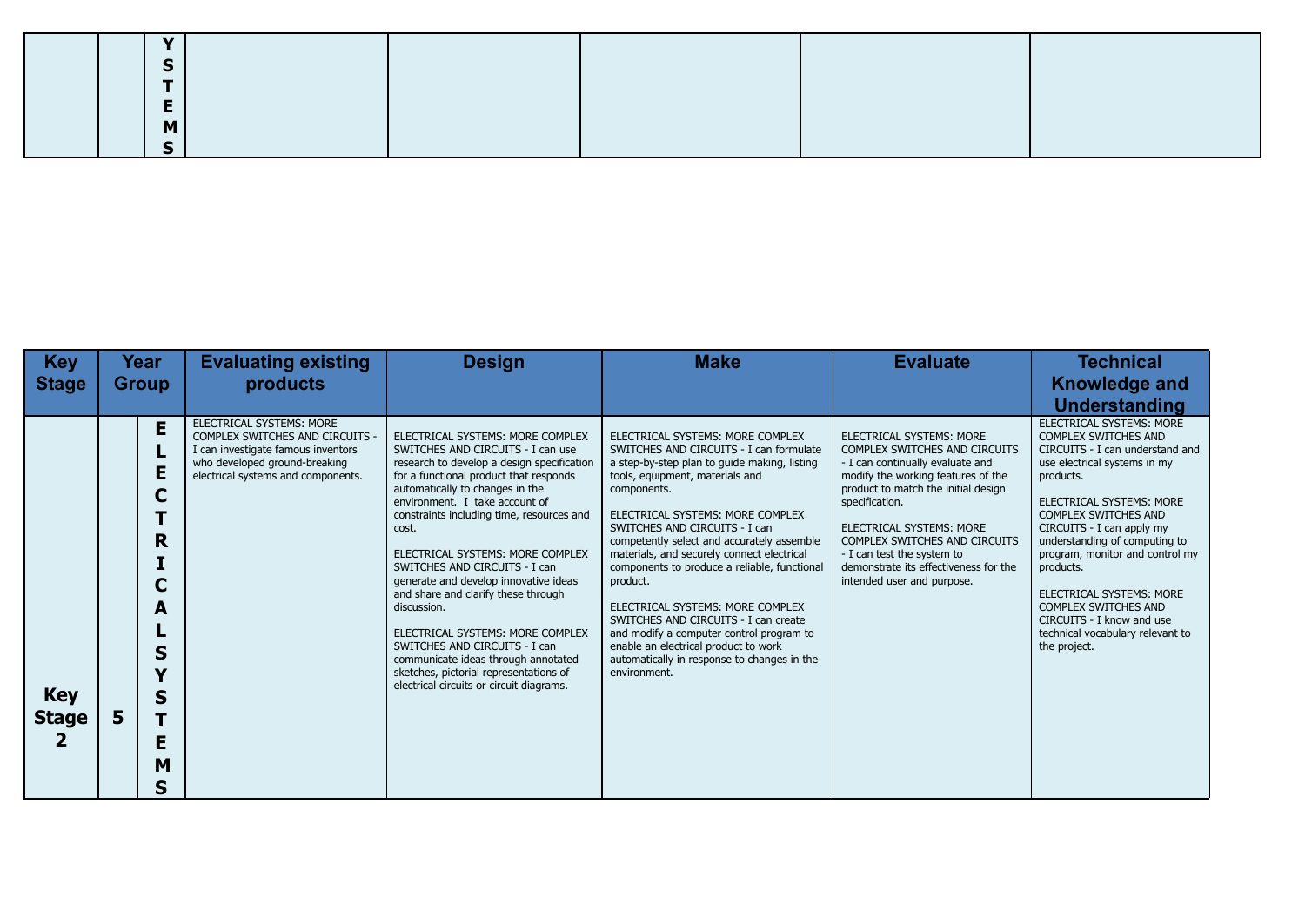| | | YSTEMS | | | | | |
|---|---|---|---|---|---|---|---|
| | | | | | | | |

| Key Stage | Year Group | | Evaluating existing products | Design | Make | Evaluate | Technical Knowledge and Understanding |
|---|---|---|---|---|---|---|---|
| Key Stage 2 | 5 | ELECTRICAL SYSTEMS | ELECTRICAL SYSTEMS: MORE COMPLEX SWITCHES AND CIRCUITS - I can investigate famous inventors who developed ground-breaking electrical systems and components. | ELECTRICAL SYSTEMS: MORE COMPLEX SWITCHES AND CIRCUITS - I can use research to develop a design specification for a functional product that responds automatically to changes in the environment. I take account of constraints including time, resources and cost.<br><br>ELECTRICAL SYSTEMS: MORE COMPLEX SWITCHES AND CIRCUITS - I can generate and develop innovative ideas and share and clarify these through discussion.<br><br>ELECTRICAL SYSTEMS: MORE COMPLEX SWITCHES AND CIRCUITS - I can communicate ideas through annotated sketches, pictorial representations of electrical circuits or circuit diagrams. | ELECTRICAL SYSTEMS: MORE COMPLEX SWITCHES AND CIRCUITS - I can formulate a step-by-step plan to guide making, listing tools, equipment, materials and components.<br><br>ELECTRICAL SYSTEMS: MORE COMPLEX SWITCHES AND CIRCUITS - I can competently select and accurately assemble materials, and securely connect electrical components to produce a reliable, functional product.<br><br>ELECTRICAL SYSTEMS: MORE COMPLEX SWITCHES AND CIRCUITS - I can create and modify a computer control program to enable an electrical product to work automatically in response to changes in the environment. | ELECTRICAL SYSTEMS: MORE COMPLEX SWITCHES AND CIRCUITS - I can continually evaluate and modify the working features of the product to match the initial design specification.<br><br>ELECTRICAL SYSTEMS: MORE COMPLEX SWITCHES AND CIRCUITS - I can test the system to demonstrate its effectiveness for the intended user and purpose. | ELECTRICAL SYSTEMS: MORE COMPLEX SWITCHES AND CIRCUITS - I can understand and use electrical systems in my products.<br><br>ELECTRICAL SYSTEMS: MORE COMPLEX SWITCHES AND CIRCUITS - I can apply my understanding of computing to program, monitor and control my products.<br><br>ELECTRICAL SYSTEMS: MORE COMPLEX SWITCHES AND CIRCUITS - I know and use technical vocabulary relevant to the project. |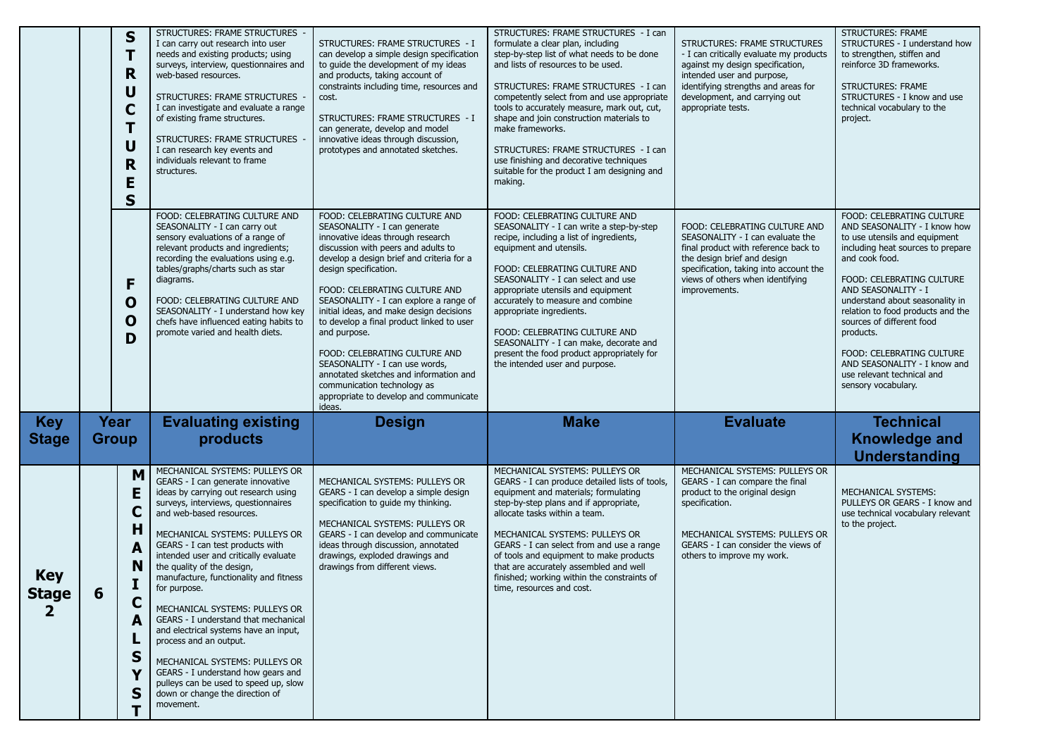| | | | | | | | |
|---|---|---|---|---|---|---|---|
| | | STRUCTURES | STRUCTURES: FRAME STRUCTURES - I can carry out research into user needs and existing products; using surveys, interview, questionnaires and web-based resources.<br><br>STRUCTURES: FRAME STRUCTURES - I can investigate and evaluate a range of existing frame structures.<br><br>STRUCTURES: FRAME STRUCTURES - I can research key events and individuals relevant to frame structures. | STRUCTURES: FRAME STRUCTURES - I can develop a simple design specification to guide the development of my ideas and products, taking account of constraints including time, resources and cost.<br><br>STRUCTURES: FRAME STRUCTURES - I can generate, develop and model innovative ideas through discussion, prototypes and annotated sketches. | STRUCTURES: FRAME STRUCTURES - I can formulate a clear plan, including step-by-step list of what needs to be done and lists of resources to be used.<br><br>STRUCTURES: FRAME STRUCTURES - I can competently select from and use appropriate tools to accurately measure, mark out, cut, shape and join construction materials to make frameworks.<br><br>STRUCTURES: FRAME STRUCTURES - I can use finishing and decorative techniques suitable for the product I am designing and making. | STRUCTURES: FRAME STRUCTURES - I can critically evaluate my products against my design specification, intended user and purpose, identifying strengths and areas for development, and carrying out appropriate tests. | STRUCTURES: FRAME STRUCTURES - I understand how to strengthen, stiffen and reinforce 3D frameworks.<br><br>STRUCTURES: FRAME STRUCTURES - I know and use technical vocabulary to the project. |
| | | FOOD | FOOD: CELEBRATING CULTURE AND SEASONALITY - I can carry out sensory evaluations of a range of relevant products and ingredients; recording the evaluations using e.g. tables/graphs/charts such as star diagrams.<br><br>FOOD: CELEBRATING CULTURE AND SEASONALITY - I understand how key chefs have influenced eating habits to promote varied and health diets. | FOOD: CELEBRATING CULTURE AND SEASONALITY - I can generate innovative ideas through research discussion with peers and adults to develop a design brief and criteria for a design specification.<br><br>FOOD: CELEBRATING CULTURE AND SEASONALITY - I can explore a range of initial ideas, and make design decisions to develop a final product linked to user and purpose.<br><br>FOOD: CELEBRATING CULTURE AND SEASONALITY - I can use words, annotated sketches and information and communication technology as appropriate to develop and communicate ideas. | FOOD: CELEBRATING CULTURE AND SEASONALITY - I can write a step-by-step recipe, including a list of ingredients, equipment and utensils.<br><br>FOOD: CELEBRATING CULTURE AND SEASONALITY - I can select and use appropriate utensils and equipment accurately to measure and combine appropriate ingredients.<br><br>FOOD: CELEBRATING CULTURE AND SEASONALITY - I can make, decorate and present the food product appropriately for the intended user and purpose. | FOOD: CELEBRATING CULTURE AND SEASONALITY - I can evaluate the final product with reference back to the design brief and design specification, taking into account the views of others when identifying improvements. | FOOD: CELEBRATING CULTURE AND SEASONALITY - I know how to use utensils and equipment including heat sources to prepare and cook food.<br><br>FOOD: CELEBRATING CULTURE AND SEASONALITY - I understand about seasonality in relation to food products and the sources of different food products.<br><br>FOOD: CELEBRATING CULTURE AND SEASONALITY - I know and use relevant technical and sensory vocabulary. |
| **Key Stage** | **Year Group** | | **Evaluating existing products** | **Design** | **Make** | **Evaluate** | **Technical Knowledge and Understanding** |
| **Key Stage 2** | **6** | MECHANICAL SYST | MECHANICAL SYSTEMS: PULLEYS OR GEARS - I can generate innovative ideas by carrying out research using surveys, interviews, questionnaires and web-based resources.<br><br>MECHANICAL SYSTEMS: PULLEYS OR GEARS - I can test products with intended user and critically evaluate the quality of the design, manufacture, functionality and fitness for purpose.<br><br>MECHANICAL SYSTEMS: PULLEYS OR GEARS - I understand that mechanical and electrical systems have an input, process and an output.<br><br>MECHANICAL SYSTEMS: PULLEYS OR GEARS - I understand how gears and pulleys can be used to speed up, slow down or change the direction of movement. | MECHANICAL SYSTEMS: PULLEYS OR GEARS - I can develop a simple design specification to guide my thinking.<br><br>MECHANICAL SYSTEMS: PULLEYS OR GEARS - I can develop and communicate ideas through discussion, annotated drawings, exploded drawings and drawings from different views. | MECHANICAL SYSTEMS: PULLEYS OR GEARS - I can produce detailed lists of tools, equipment and materials; formulating step-by-step plans and if appropriate, allocate tasks within a team.<br><br>MECHANICAL SYSTEMS: PULLEYS OR GEARS - I can select from and use a range of tools and equipment to make products that are accurately assembled and well finished; working within the constraints of time, resources and cost. | MECHANICAL SYSTEMS: PULLEYS OR GEARS - I can compare the final product to the original design specification.<br><br>MECHANICAL SYSTEMS: PULLEYS OR GEARS - I can consider the views of others to improve my work. | MECHANICAL SYSTEMS: PULLEYS OR GEARS - I know and use technical vocabulary relevant to the project. |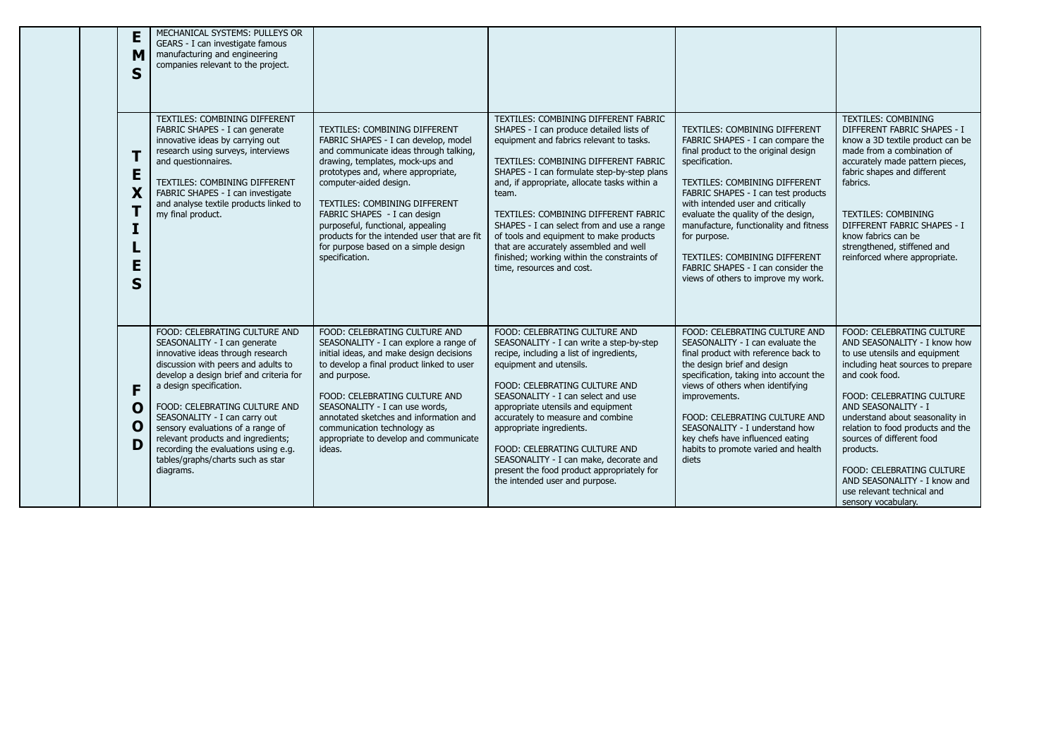| | | | | | | | |
|---|---|---|---|---|---|---|---|
| | | EMS | MECHANICAL SYSTEMS: PULLEYS OR GEARS - I can investigate famous manufacturing and engineering companies relevant to the project. | | | | |
| | | TEXTILES | TEXTILES: COMBINING DIFFERENT FABRIC SHAPES - I can generate innovative ideas by carrying out research using surveys, interviews and questionnaires.<br><br>TEXTILES: COMBINING DIFFERENT FABRIC SHAPES - I can investigate and analyse textile products linked to my final product. | TEXTILES: COMBINING DIFFERENT FABRIC SHAPES - I can develop, model and communicate ideas through talking, drawing, templates, mock-ups and prototypes and, where appropriate, computer-aided design.<br><br>TEXTILES: COMBINING DIFFERENT FABRIC SHAPES - I can design purposeful, functional, appealing products for the intended user that are fit for purpose based on a simple design specification. | TEXTILES: COMBINING DIFFERENT FABRIC SHAPES - I can produce detailed lists of equipment and fabrics relevant to tasks.<br><br>TEXTILES: COMBINING DIFFERENT FABRIC SHAPES - I can formulate step-by-step plans and, if appropriate, allocate tasks within a team.<br><br>TEXTILES: COMBINING DIFFERENT FABRIC SHAPES - I can select from and use a range of tools and equipment to make products that are accurately assembled and well finished; working within the constraints of time, resources and cost. | TEXTILES: COMBINING DIFFERENT FABRIC SHAPES - I can compare the final product to the original design specification.<br><br>TEXTILES: COMBINING DIFFERENT FABRIC SHAPES - I can test products with intended user and critically evaluate the quality of the design, manufacture, functionality and fitness for purpose.<br><br>TEXTILES: COMBINING DIFFERENT FABRIC SHAPES - I can consider the views of others to improve my work. | TEXTILES: COMBINING DIFFERENT FABRIC SHAPES - I know a 3D textile product can be made from a combination of accurately made pattern pieces, fabric shapes and different fabrics.<br><br>TEXTILES: COMBINING DIFFERENT FABRIC SHAPES - I know fabrics can be strengthened, stiffened and reinforced where appropriate. |
| | | FOOD | FOOD: CELEBRATING CULTURE AND SEASONALITY - I can generate innovative ideas through research discussion with peers and adults to develop a design brief and criteria for a design specification.<br><br>FOOD: CELEBRATING CULTURE AND SEASONALITY - I can carry out sensory evaluations of a range of relevant products and ingredients; recording the evaluations using e.g. tables/graphs/charts such as star diagrams. | FOOD: CELEBRATING CULTURE AND SEASONALITY - I can explore a range of initial ideas, and make design decisions to develop a final product linked to user and purpose.<br><br>FOOD: CELEBRATING CULTURE AND SEASONALITY - I can use words, annotated sketches and information and communication technology as appropriate to develop and communicate ideas. | FOOD: CELEBRATING CULTURE AND SEASONALITY - I can write a step-by-step recipe, including a list of ingredients, equipment and utensils.<br><br>FOOD: CELEBRATING CULTURE AND SEASONALITY - I can select and use appropriate utensils and equipment accurately to measure and combine appropriate ingredients.<br><br>FOOD: CELEBRATING CULTURE AND SEASONALITY - I can make, decorate and present the food product appropriately for the intended user and purpose. | FOOD: CELEBRATING CULTURE AND SEASONALITY - I can evaluate the final product with reference back to the design brief and design specification, taking into account the views of others when identifying improvements.<br><br>FOOD: CELEBRATING CULTURE AND SEASONALITY - I understand how key chefs have influenced eating habits to promote varied and health diets | FOOD: CELEBRATING CULTURE AND SEASONALITY - I know how to use utensils and equipment including heat sources to prepare and cook food.<br><br>FOOD: CELEBRATING CULTURE AND SEASONALITY - I understand about seasonality in relation to food products and the sources of different food products.<br><br>FOOD: CELEBRATING CULTURE AND SEASONALITY - I know and use relevant technical and sensory vocabulary. |